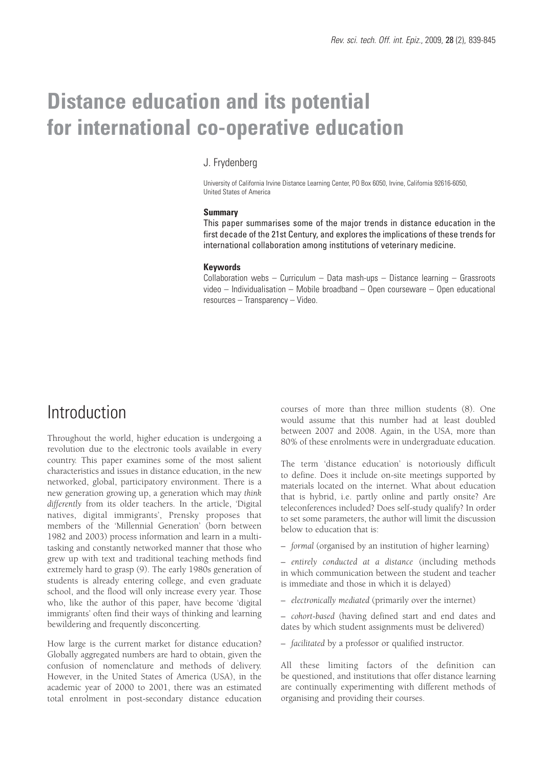# Distance education and its potential for international co-operative education

J. Frydenberg

University of California Irvine Distance Learning Center, PO Box 6050, Irvine, California 92616-6050, United States of America

#### Summary

This paper summarises some of the major trends in distance education in the first decade of the 21st Century, and explores the implications of these trends for international collaboration among institutions of veterinary medicine.

#### Keywords

Collaboration webs – Curriculum – Data mash-ups – Distance learning – Grassroots video – Individualisation – Mobile broadband – Open courseware – Open educational resources – Transparency – Video.

## Introduction

Throughout the world, higher education is undergoing a revolution due to the electronic tools available in every country. This paper examines some of the most salient characteristics and issues in distance education, in the new networked, global, participatory environment. There is a new generation growing up, a generation which may *think differently* from its older teachers. In the article, 'Digital natives, digital immigrants', Prensky proposes that members of the 'Millennial Generation' (born between 1982 and 2003) process information and learn in a multi-tasking and constantly networked manner that those who grew up with text and traditional teaching methods find extremely hard to grasp (9). The early 1980s generation of students is already entering college, and even graduate school, and the flood will only increase every year. Those who, like the author of this paper, have become 'digital immigrants' often find their ways of thinking and learning bewildering and frequently disconcerting.

How large is the current market for distance education? Globally aggregated numbers are hard to obtain, given the confusion of nomenclature and methods of delivery. However, in the United States of America (USA), in the academic year of 2000 to 2001, there was an estimated total enrolment in post-secondary distance education courses of more than three million students (8). One would assume that this number had at least doubled between 2007 and 2008. Again, in the USA, more than 80% of these enrolments were in undergraduate education.

The term 'distance education' is notoriously difficult to define. Does it include on-site meetings supported by materials located on the internet. What about education that is hybrid, i.e. partly online and partly onsite? Are teleconferences included? Does self-study qualify? In order to set some parameters, the author will limit the discussion below to education that is:

– *formal* (organised by an institution of higher learning)

– *entirely conducted at a distance* (including methods in which communication between the student and teacher is immediate and those in which it is delayed)

– *electronically mediated* (primarily over the internet)

– *cohort-based* (having defined start and end dates and dates by which student assignments must be delivered)

– *facilitated* by a professor or qualified instructor.

All these limiting factors of the definition can be questioned, and institutions that offer distance learning are continually experimenting with different methods of organising and providing their courses.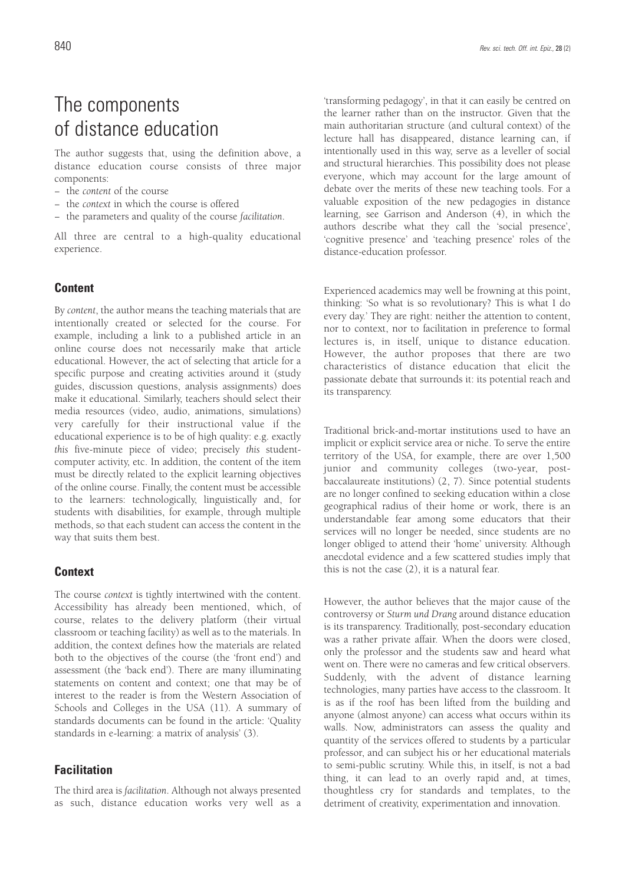# The components of distance education

The author suggests that, using the definition above, a distance education course consists of three major components:

- the *content* of the course
- the *context* in which the course is offered
- the parameters and quality of the course *facilitation*.

All three are central to a high-quality educational experience.

## Content

By *content*, the author means the teaching materials that are intentionally created or selected for the course. For example, including a link to a published article in an online course does not necessarily make that article educational. However, the act of selecting that article for a specific purpose and creating activities around it (study guides, discussion questions, analysis assignments) does make it educational. Similarly, teachers should select their media resources (video, audio, animations, simulations) very carefully for their instructional value if the educational experience is to be of high quality: e.g. exactly *this* five-minute piece of video; precisely *this* student-computer activity, etc. In addition, the content of the item must be directly related to the explicit learning objectives of the online course. Finally, the content must be accessible to the learners: technologically, linguistically and, for students with disabilities, for example, through multiple methods, so that each student can access the content in the way that suits them best.

## Context

The course *context* is tightly intertwined with the content. Accessibility has already been mentioned, which, of course, relates to the delivery platform (their virtual classroom or teaching facility) as well as to the materials. In addition, the context defines how the materials are related both to the objectives of the course (the 'front end') and assessment (the 'back end'). There are many illuminating statements on content and context; one that may be of interest to the reader is from the Western Association of Schools and Colleges in the USA (11). A summary of standards documents can be found in the article: 'Quality standards in e-learning: a matrix of analysis' (3).

## Facilitation

The third area is *facilitation*. Although not always presented as such, distance education works very well as a 'transforming pedagogy', in that it can easily be centred on the learner rather than on the instructor. Given that the main authoritarian structure (and cultural context) of the lecture hall has disappeared, distance learning can, if intentionally used in this way, serve as a leveller of social and structural hierarchies. This possibility does not please everyone, which may account for the large amount of debate over the merits of these new teaching tools. For a valuable exposition of the new pedagogies in distance learning, see Garrison and Anderson (4), in which the authors describe what they call the 'social presence', 'cognitive presence' and 'teaching presence' roles of the distance-education professor.

Experienced academics may well be frowning at this point, thinking: 'So what is so revolutionary? This is what I do every day.' They are right: neither the attention to content, nor to context, nor to facilitation in preference to formal lectures is, in itself, unique to distance education. However, the author proposes that there are two characteristics of distance education that elicit the passionate debate that surrounds it: its potential reach and its transparency.

Traditional brick-and-mortar institutions used to have an implicit or explicit service area or niche. To serve the entire territory of the USA, for example, there are over 1,500 junior and community colleges (two-year, post-baccalaureate institutions) (2, 7). Since potential students are no longer confined to seeking education within a close geographical radius of their home or work, there is an understandable fear among some educators that their services will no longer be needed, since students are no longer obliged to attend their 'home' university. Although anecdotal evidence and a few scattered studies imply that this is not the case (2), it is a natural fear.

However, the author believes that the major cause of the controversy or *Sturm und Drang* around distance education is its transparency. Traditionally, post-secondary education was a rather private affair. When the doors were closed, only the professor and the students saw and heard what went on. There were no cameras and few critical observers. Suddenly, with the advent of distance learning technologies, many parties have access to the classroom. It is as if the roof has been lifted from the building and anyone (almost anyone) can access what occurs within its walls. Now, administrators can assess the quality and quantity of the services offered to students by a particular professor, and can subject his or her educational materials to semi-public scrutiny. While this, in itself, is not a bad thing, it can lead to an overly rapid and, at times, thoughtless cry for standards and templates, to the detriment of creativity, experimentation and innovation.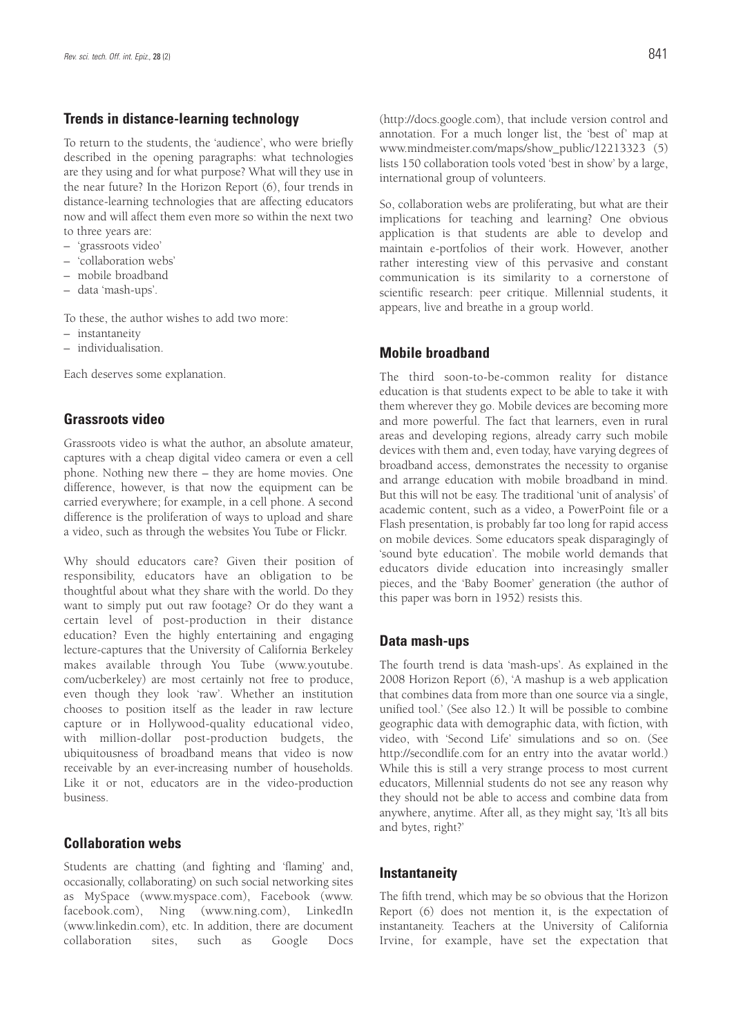## Trends in distance-learning technology

To return to the students, the 'audience', who were briefly described in the opening paragraphs: what technologies are they using and for what purpose? What will they use in the near future? In the Horizon Report (6), four trends in distance-learning technologies that are affecting educators now and will affect them even more so within the next two to three years are:

- 'grassroots video'
- 'collaboration webs'
- mobile broadband
- data 'mash-ups'.

To these, the author wishes to add two more:

- instantaneity
- individualisation.

Each deserves some explanation.

## Grassroots video

Grassroots video is what the author, an absolute amateur, captures with a cheap digital video camera or even a cell phone. Nothing new there – they are home movies. One difference, however, is that now the equipment can be carried everywhere; for example, in a cell phone. A second difference is the proliferation of ways to upload and share a video, such as through the websites You Tube or Flickr.

Why should educators care? Given their position of responsibility, educators have an obligation to be thoughtful about what they share with the world. Do they want to simply put out raw footage? Or do they want a certain level of post-production in their distance education? Even the highly entertaining and engaging lecture-captures that the University of California Berkeley makes available through You Tube (www.youtube.com/ucberkeley) are most certainly not free to produce, even though they look 'raw'. Whether an institution chooses to position itself as the leader in raw lecture capture or in Hollywood-quality educational video, with million-dollar post-production budgets, the ubiquitousness of broadband means that video is now receivable by an ever-increasing number of households. Like it or not, educators are in the video-production business.

## Collaboration webs

Students are chatting (and fighting and 'flaming' and, occasionally, collaborating) on such social networking sites as MySpace (www.myspace.com), Facebook (www.facebook.com), Ning (www.ning.com), LinkedIn (www.linkedin.com), etc. In addition, there are document collaboration sites, such as Google Docs (http://docs.google.com), that include version control and annotation. For a much longer list, the 'best of' map at www.mindmeister.com/maps/show_public/12213323 (5) lists 150 collaboration tools voted 'best in show' by a large, international group of volunteers.

So, collaboration webs are proliferating, but what are their implications for teaching and learning? One obvious application is that students are able to develop and maintain e-portfolios of their work. However, another rather interesting view of this pervasive and constant communication is its similarity to a cornerstone of scientific research: peer critique. Millennial students, it appears, live and breathe in a group world.

## Mobile broadband

The third soon-to-be-common reality for distance education is that students expect to be able to take it with them wherever they go. Mobile devices are becoming more and more powerful. The fact that learners, even in rural areas and developing regions, already carry such mobile devices with them and, even today, have varying degrees of broadband access, demonstrates the necessity to organise and arrange education with mobile broadband in mind. But this will not be easy. The traditional 'unit of analysis' of academic content, such as a video, a PowerPoint file or a Flash presentation, is probably far too long for rapid access on mobile devices. Some educators speak disparagingly of 'sound byte education'. The mobile world demands that educators divide education into increasingly smaller pieces, and the 'Baby Boomer' generation (the author of this paper was born in 1952) resists this.

## Data mash-ups

The fourth trend is data 'mash-ups'. As explained in the 2008 Horizon Report (6), 'A mashup is a web application that combines data from more than one source via a single, unified tool.' (See also 12.) It will be possible to combine geographic data with demographic data, with fiction, with video, with 'Second Life' simulations and so on. (See http://secondlife.com for an entry into the avatar world.) While this is still a very strange process to most current educators, Millennial students do not see any reason why they should not be able to access and combine data from anywhere, anytime. After all, as they might say, 'It's all bits and bytes, right?'

## Instantaneity

The fifth trend, which may be so obvious that the Horizon Report (6) does not mention it, is the expectation of instantaneity. Teachers at the University of California Irvine, for example, have set the expectation that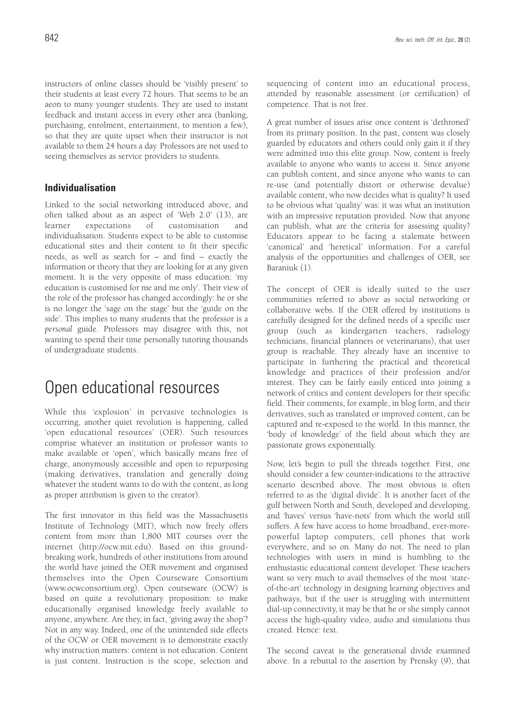instructors of online classes should be 'visibly present' to their students at least every 72 hours. That seems to be an aeon to many younger students. They are used to instant feedback and instant access in every other area (banking, purchasing, enrolment, entertainment, to mention a few), so that they are quite upset when their instructor is not available to them 24 hours a day. Professors are not used to seeing themselves as service providers to students.

### Individualisation

Linked to the social networking introduced above, and often talked about as an aspect of 'Web 2.0' (13), are learner expectations of customisation and individualisation. Students expect to be able to customise educational sites and their content to fit their specific needs, as well as search for – and find – exactly the information or theory that they are looking for at any given moment. It is the very opposite of mass education: 'my education is customised for me and me only'. Their view of the role of the professor has changed accordingly: he or she is no longer the 'sage on the stage' but the 'guide on the side'. This implies to many students that the professor is a *personal* guide. Professors may disagree with this, not wanting to spend their time personally tutoring thousands of undergraduate students.

## Open educational resources

While this 'explosion' in pervasive technologies is occurring, another quiet revolution is happening, called 'open educational resources' (OER). Such resources comprise whatever an institution or professor wants to make available or 'open', which basically means free of charge, anonymously accessible and open to repurposing (making derivatives, translation and generally doing whatever the student wants to do with the content, as long as proper attribution is given to the creator).

The first innovator in this field was the Massachusetts Institute of Technology (MIT), which now freely offers content from more than 1,800 MIT courses over the internet (http://ocw.mit.edu). Based on this ground-breaking work, hundreds of other institutions from around the world have joined the OER movement and organised themselves into the Open Courseware Consortium (www.ocwconsortium.org). Open courseware (OCW) is based on quite a revolutionary proposition: to make educationally organised knowledge freely available to anyone, anywhere. Are they, in fact, 'giving away the shop'? Not in any way. Indeed, one of the unintended side effects of the OCW or OER movement is to demonstrate exactly why instruction matters: content is not education. Content is just content. Instruction is the scope, selection and sequencing of content into an educational process, attended by reasonable assessment (or certification) of competence. That is not free.

A great number of issues arise once content is 'dethroned' from its primary position. In the past, content was closely guarded by educators and others could only gain it if they were admitted into this elite group. Now, content is freely available to anyone who wants to access it. Since anyone can publish content, and since anyone who wants to can re-use (and potentially distort or otherwise devalue) available content, who now decides what is quality? It used to be obvious what 'quality' was: it was what an institution with an impressive reputation provided. Now that anyone can publish, what are the criteria for assessing quality? Educators appear to be facing a stalemate between 'canonical' and 'heretical' information. For a careful analysis of the opportunities and challenges of OER, see Baraniuk (1).

The concept of OER is ideally suited to the user communities referred to above as social networking or collaborative webs. If the OER offered by institutions is carefully designed for the defined needs of a specific user group (such as kindergarten teachers, radiology technicians, financial planners or veterinarians), that user group is reachable. They already have an incentive to participate in furthering the practical and theoretical knowledge and practices of their profession and/or interest. They can be fairly easily enticed into joining a network of critics and content developers for their specific field. Their comments, for example, in blog form, and their derivatives, such as translated or improved content, can be captured and re-exposed to the world. In this manner, the 'body of knowledge' of the field about which they are passionate grows exponentially.

Now, let's begin to pull the threads together. First, one should consider a few counter-indications to the attractive scenario described above. The most obvious is often referred to as the 'digital divide'. It is another facet of the gulf between North and South, developed and developing, and 'haves' versus 'have-nots' from which the world still suffers. A few have access to home broadband, ever-more-powerful laptop computers, cell phones that work everywhere, and so on. Many do not. The need to plan technologies with users in mind is humbling to the enthusiastic educational content developer. These teachers want so very much to avail themselves of the most 'state-of-the-art' technology in designing learning objectives and pathways, but if the user is struggling with intermittent dial-up connectivity, it may be that he or she simply cannot access the high-quality video, audio and simulations thus created. Hence: text.

The second caveat is the generational divide examined above. In a rebuttal to the assertion by Prensky (9), that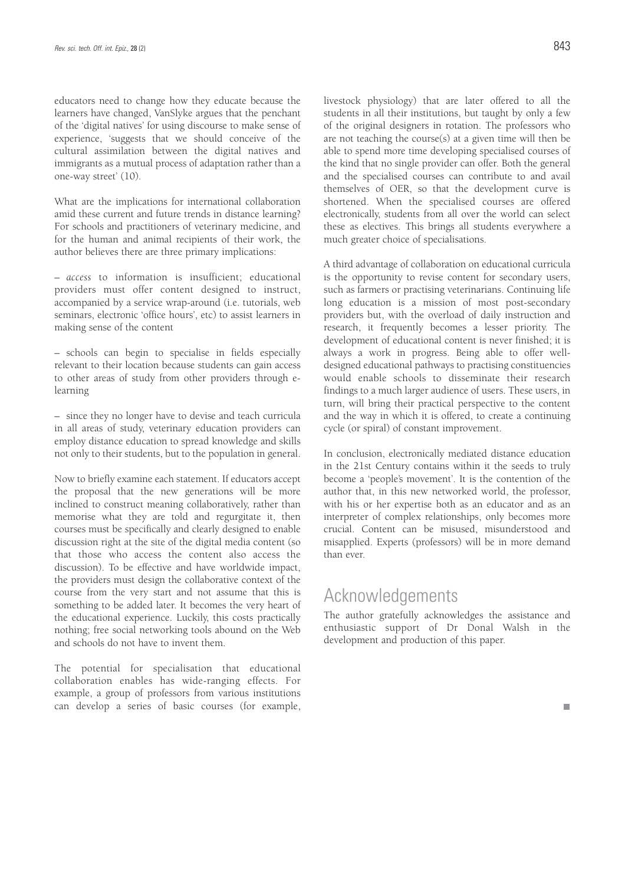educators need to change how they educate because the learners have changed, VanSlyke argues that the penchant of the 'digital natives' for using discourse to make sense of experience, 'suggests that we should conceive of the cultural assimilation between the digital natives and immigrants as a mutual process of adaptation rather than a one-way street' (10).

What are the implications for international collaboration amid these current and future trends in distance learning? For schools and practitioners of veterinary medicine, and for the human and animal recipients of their work, the author believes there are three primary implications:

– *access* to information is insufficient; educational providers must offer content designed to instruct, accompanied by a service wrap-around (i.e. tutorials, web seminars, electronic 'office hours', etc) to assist learners in making sense of the content

– schools can begin to specialise in fields especially relevant to their location because students can gain access to other areas of study from other providers through e-learning

– since they no longer have to devise and teach curricula in all areas of study, veterinary education providers can employ distance education to spread knowledge and skills not only to their students, but to the population in general.

Now to briefly examine each statement. If educators accept the proposal that the new generations will be more inclined to construct meaning collaboratively, rather than memorise what they are told and regurgitate it, then courses must be specifically and clearly designed to enable discussion right at the site of the digital media content (so that those who access the content also access the discussion). To be effective and have worldwide impact, the providers must design the collaborative context of the course from the very start and not assume that this is something to be added later. It becomes the very heart of the educational experience. Luckily, this costs practically nothing; free social networking tools abound on the Web and schools do not have to invent them.

The potential for specialisation that educational collaboration enables has wide-ranging effects. For example, a group of professors from various institutions can develop a series of basic courses (for example, livestock physiology) that are later offered to all the students in all their institutions, but taught by only a few of the original designers in rotation. The professors who are not teaching the course(s) at a given time will then be able to spend more time developing specialised courses of the kind that no single provider can offer. Both the general and the specialised courses can contribute to and avail themselves of OER, so that the development curve is shortened. When the specialised courses are offered electronically, students from all over the world can select these as electives. This brings all students everywhere a much greater choice of specialisations.

A third advantage of collaboration on educational curricula is the opportunity to revise content for secondary users, such as farmers or practising veterinarians. Continuing life long education is a mission of most post-secondary providers but, with the overload of daily instruction and research, it frequently becomes a lesser priority. The development of educational content is never finished; it is always a work in progress. Being able to offer well-designed educational pathways to practising constituencies would enable schools to disseminate their research findings to a much larger audience of users. These users, in turn, will bring their practical perspective to the content and the way in which it is offered, to create a continuing cycle (or spiral) of constant improvement.

In conclusion, electronically mediated distance education in the 21st Century contains within it the seeds to truly become a 'people's movement'. It is the contention of the author that, in this new networked world, the professor, with his or her expertise both as an educator and as an interpreter of complex relationships, only becomes more crucial. Content can be misused, misunderstood and misapplied. Experts (professors) will be in more demand than ever.

## Acknowledgements

The author gratefully acknowledges the assistance and enthusiastic support of Dr Donal Walsh in the development and production of this paper.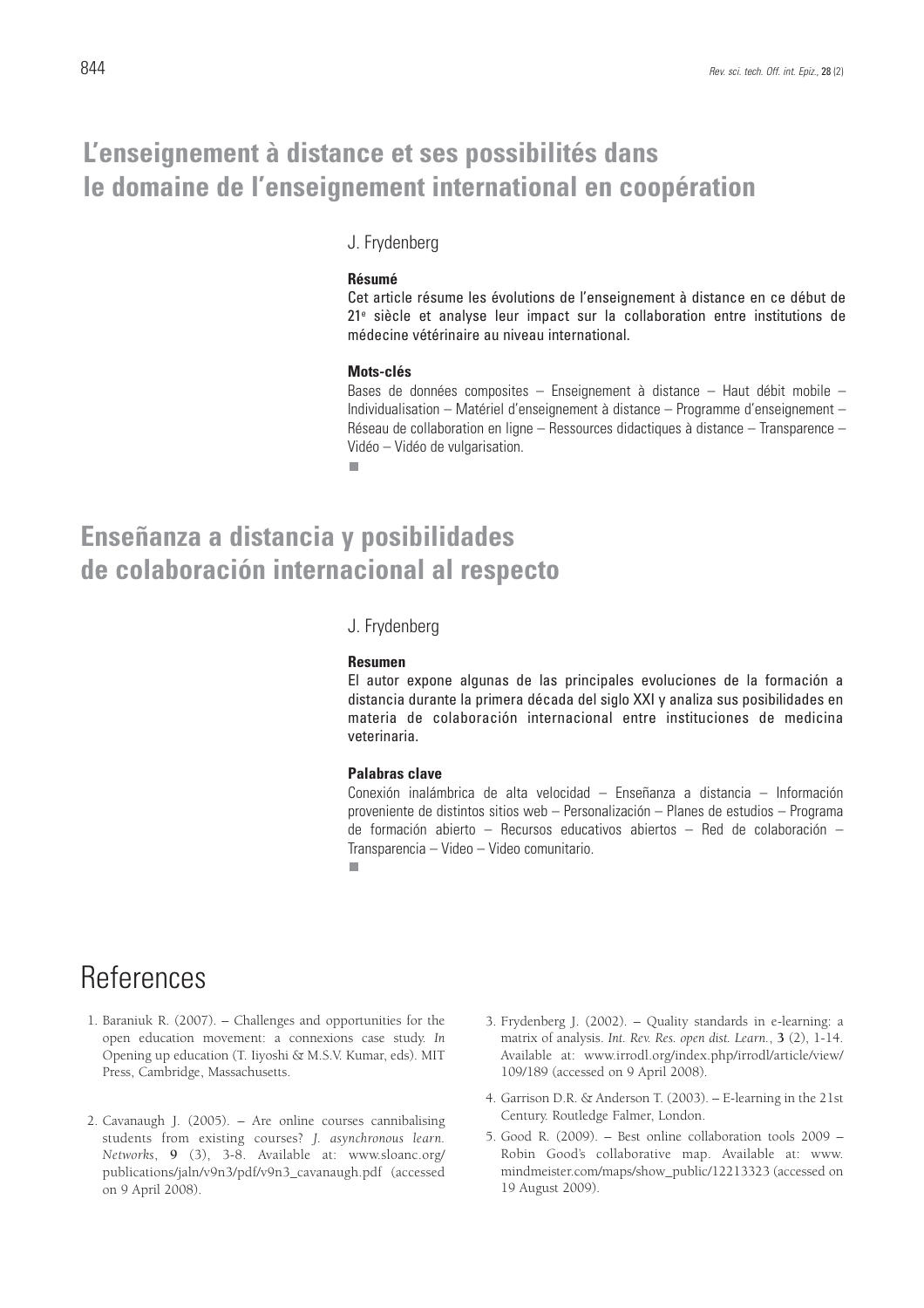## L'enseignement à distance et ses possibilités dans le domaine de l'enseignement international en coopération

J. Frydenberg

### Résumé

Cet article résume les évolutions de l'enseignement à distance en ce début de 21e siècle et analyse leur impact sur la collaboration entre institutions de médecine vétérinaire au niveau international.

### Mots-clés

Bases de données composites – Enseignement à distance – Haut débit mobile – Individualisation – Matériel d'enseignement à distance – Programme d'enseignement – Réseau de collaboration en ligne – Ressources didactiques à distance – Transparence – Vidéo – Vidéo de vulgarisation.

## Enseñanza a distancia y posibilidades de colaboración internacional al respecto

J. Frydenberg

### Resumen

El autor expone algunas de las principales evoluciones de la formación a distancia durante la primera década del siglo XXI y analiza sus posibilidades en materia de colaboración internacional entre instituciones de medicina veterinaria.

### Palabras clave

Conexión inalámbrica de alta velocidad – Enseñanza a distancia – Información proveniente de distintos sitios web – Personalización – Planes de estudios – Programa de formación abierto – Recursos educativos abiertos – Red de colaboración – Transparencia – Video – Video comunitario.

# References

1. Baraniuk R. (2007). – Challenges and opportunities for the open education movement: a connexions case study. *In* Opening up education (T. Iiyoshi & M.S.V. Kumar, eds). MIT Press, Cambridge, Massachusetts.

2. Cavanaugh J. (2005). – Are online courses cannibalising students from existing courses? *J. asynchronous learn. Networks*, **9** (3), 3-8. Available at: www.sloanc.org/publications/jaln/v9n3/pdf/v9n3_cavanaugh.pdf (accessed on 9 April 2008).

3. Frydenberg J. (2002). – Quality standards in e-learning: a matrix of analysis. *Int. Rev. Res. open dist. Learn.*, **3** (2), 1-14. Available at: www.irrodl.org/index.php/irrodl/article/view/109/189 (accessed on 9 April 2008).

4. Garrison D.R. & Anderson T. (2003). – E-learning in the 21st Century. Routledge Falmer, London.

5. Good R. (2009). – Best online collaboration tools 2009 – Robin Good's collaborative map. Available at: www.mindmeister.com/maps/show_public/12213323 (accessed on 19 August 2009).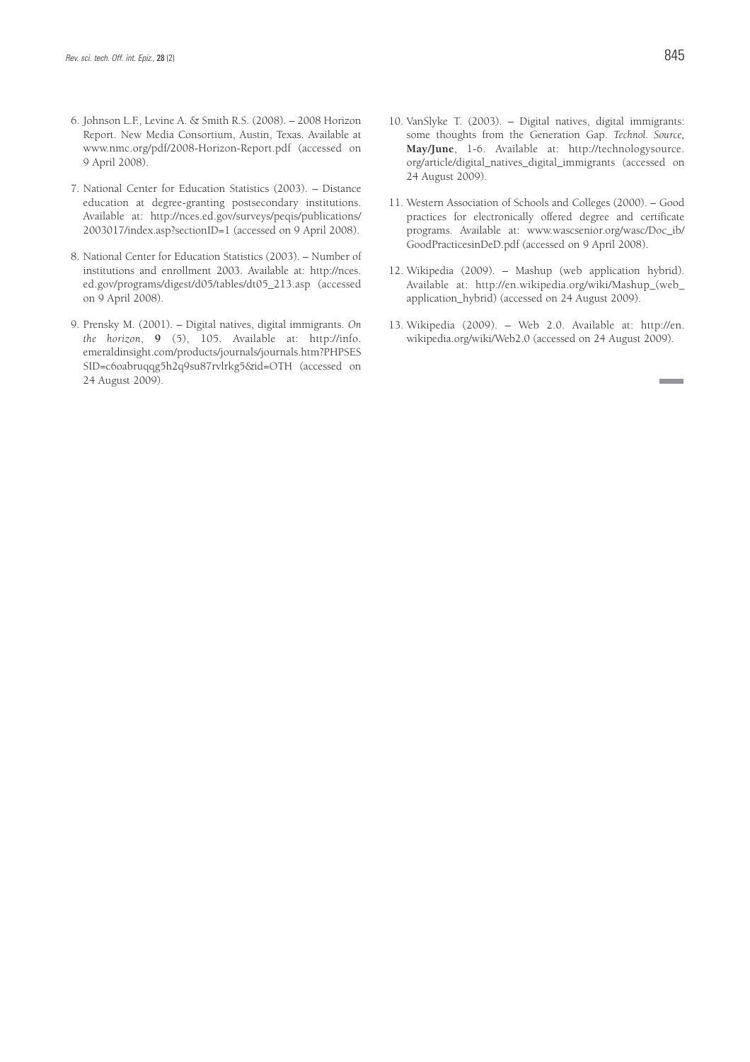6. Johnson L.F., Levine A. & Smith R.S. (2008). – 2008 Horizon Report. New Media Consortium, Austin, Texas. Available at www.nmc.org/pdf/2008-Horizon-Report.pdf (accessed on 9 April 2008).

7. National Center for Education Statistics (2003). – Distance education at degree-granting postsecondary institutions. Available at: http://nces.ed.gov/surveys/peqis/publications/2003017/index.asp?sectionID=1 (accessed on 9 April 2008).

8. National Center for Education Statistics (2003). – Number of institutions and enrollment 2003. Available at: http://nces.ed.gov/programs/digest/d05/tables/dt05_213.asp (accessed on 9 April 2008).

9. Prensky M. (2001). – Digital natives, digital immigrants. *On the horizon*, **9** (5), 105. Available at: http://info.emeraldinsight.com/products/journals/journals.htm?PHPSESSID=c6oabruqqg5h2q9su87rvlrkg5&id=OTH (accessed on 24 August 2009).

10. VanSlyke T. (2003). – Digital natives, digital immigrants: some thoughts from the Generation Gap. *Technol. Source,* **May/June**, 1-6. Available at: http://technologysource.org/article/digital_natives_digital_immigrants (accessed on 24 August 2009).

11. Western Association of Schools and Colleges (2000). – Good practices for electronically offered degree and certificate programs. Available at: www.wascsenior.org/wasc/Doc_ib/GoodPracticesinDeD.pdf (accessed on 9 April 2008).

12. Wikipedia (2009). – Mashup (web application hybrid). Available at: http://en.wikipedia.org/wiki/Mashup_(web_application_hybrid) (accessed on 24 August 2009).

13. Wikipedia (2009). – Web 2.0. Available at: http://en.wikipedia.org/wiki/Web2.0 (accessed on 24 August 2009).